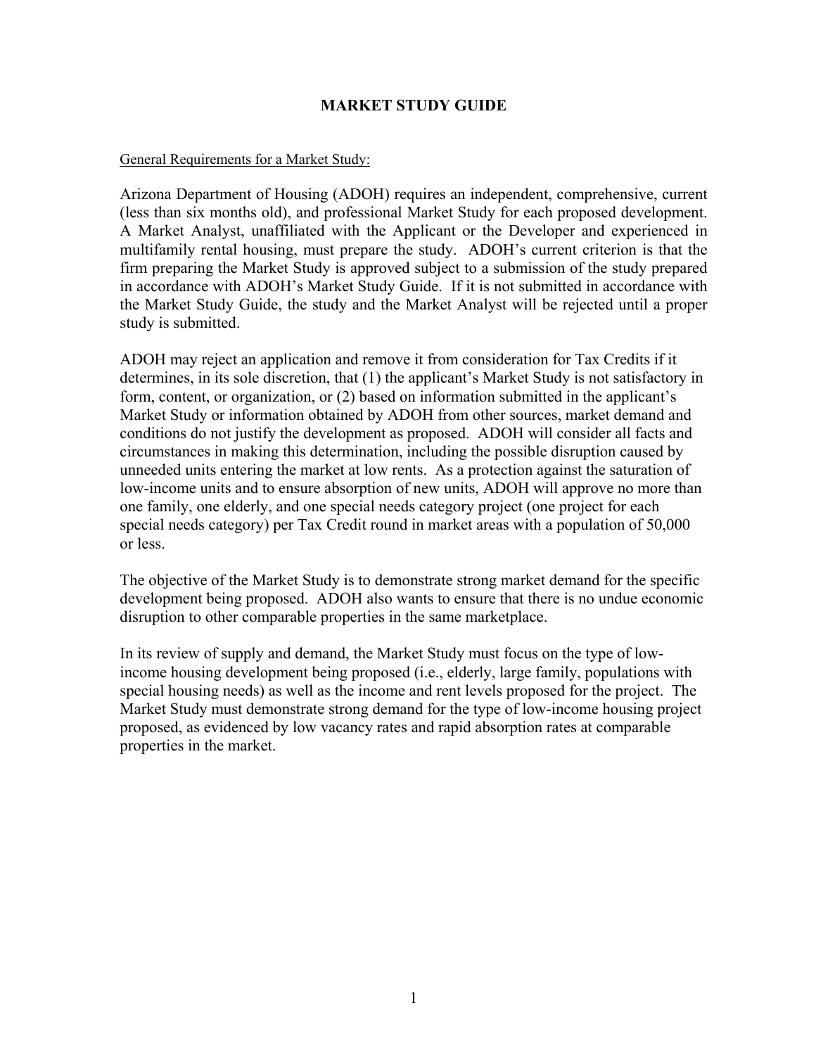# MARKET STUDY GUIDE

General Requirements for a Market Study:

Arizona Department of Housing (ADOH) requires an independent, comprehensive, current (less than six months old), and professional Market Study for each proposed development. A Market Analyst, unaffiliated with the Applicant or the Developer and experienced in multifamily rental housing, must prepare the study. ADOH's current criterion is that the firm preparing the Market Study is approved subject to a submission of the study prepared in accordance with ADOH's Market Study Guide. If it is not submitted in accordance with the Market Study Guide, the study and the Market Analyst will be rejected until a proper study is submitted.

ADOH may reject an application and remove it from consideration for Tax Credits if it determines, in its sole discretion, that (1) the applicant's Market Study is not satisfactory in form, content, or organization, or (2) based on information submitted in the applicant's Market Study or information obtained by ADOH from other sources, market demand and conditions do not justify the development as proposed. ADOH will consider all facts and circumstances in making this determination, including the possible disruption caused by unneeded units entering the market at low rents. As a protection against the saturation of low-income units and to ensure absorption of new units, ADOH will approve no more than one family, one elderly, and one special needs category project (one project for each special needs category) per Tax Credit round in market areas with a population of 50,000 or less.

The objective of the Market Study is to demonstrate strong market demand for the specific development being proposed. ADOH also wants to ensure that there is no undue economic disruption to other comparable properties in the same marketplace.

In its review of supply and demand, the Market Study must focus on the type of low-income housing development being proposed (i.e., elderly, large family, populations with special housing needs) as well as the income and rent levels proposed for the project. The Market Study must demonstrate strong demand for the type of low-income housing project proposed, as evidenced by low vacancy rates and rapid absorption rates at comparable properties in the market.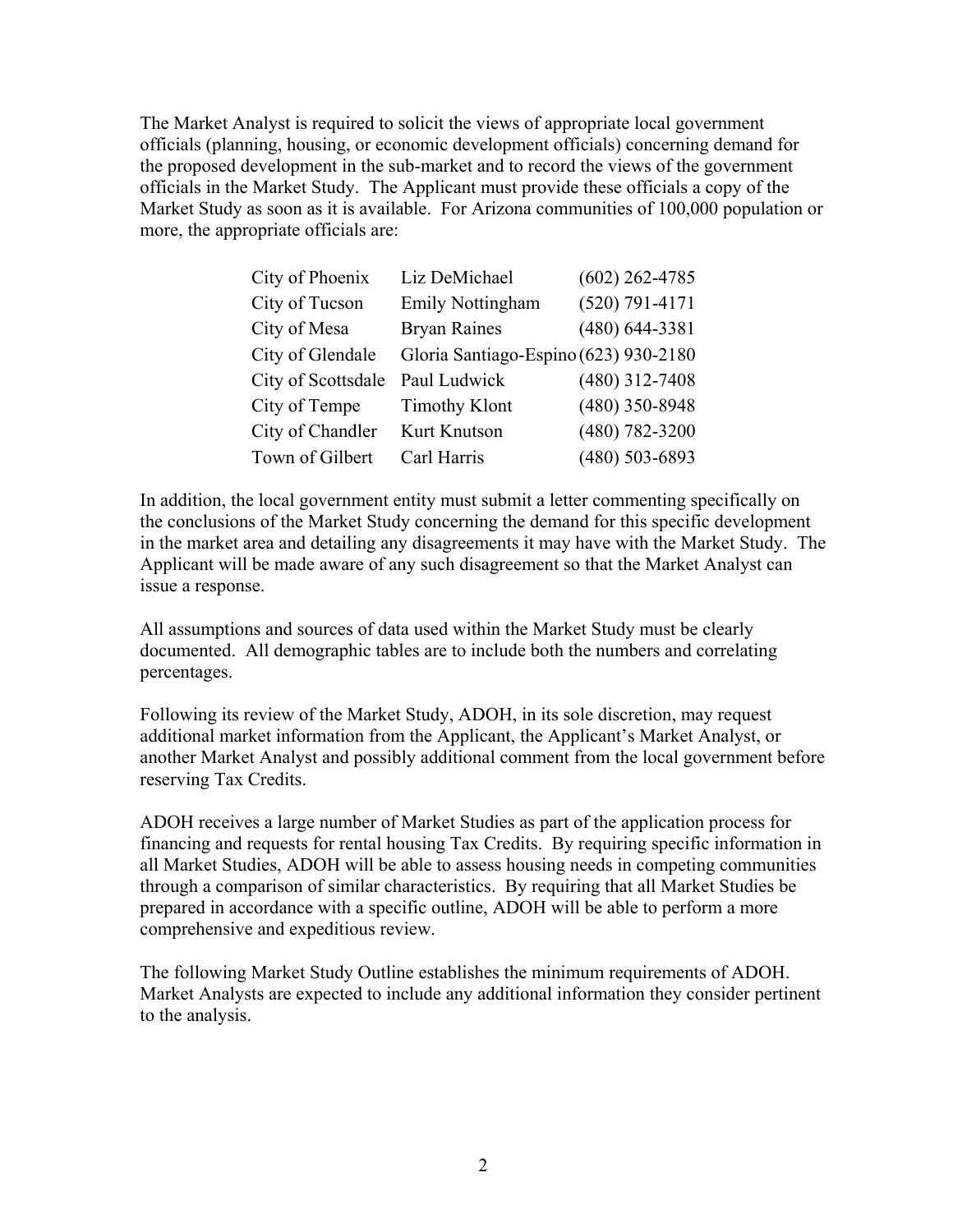The Market Analyst is required to solicit the views of appropriate local government officials (planning, housing, or economic development officials) concerning demand for the proposed development in the sub-market and to record the views of the government officials in the Market Study. The Applicant must provide these officials a copy of the Market Study as soon as it is available. For Arizona communities of 100,000 population or more, the appropriate officials are:

| | | |
|---|---|---|
| City of Phoenix | Liz DeMichael | (602) 262-4785 |
| City of Tucson | Emily Nottingham | (520) 791-4171 |
| City of Mesa | Bryan Raines | (480) 644-3381 |
| City of Glendale | Gloria Santiago-Espino | (623) 930-2180 |
| City of Scottsdale | Paul Ludwick | (480) 312-7408 |
| City of Tempe | Timothy Klont | (480) 350-8948 |
| City of Chandler | Kurt Knutson | (480) 782-3200 |
| Town of Gilbert | Carl Harris | (480) 503-6893 |

In addition, the local government entity must submit a letter commenting specifically on the conclusions of the Market Study concerning the demand for this specific development in the market area and detailing any disagreements it may have with the Market Study. The Applicant will be made aware of any such disagreement so that the Market Analyst can issue a response.

All assumptions and sources of data used within the Market Study must be clearly documented. All demographic tables are to include both the numbers and correlating percentages.

Following its review of the Market Study, ADOH, in its sole discretion, may request additional market information from the Applicant, the Applicant's Market Analyst, or another Market Analyst and possibly additional comment from the local government before reserving Tax Credits.

ADOH receives a large number of Market Studies as part of the application process for financing and requests for rental housing Tax Credits. By requiring specific information in all Market Studies, ADOH will be able to assess housing needs in competing communities through a comparison of similar characteristics. By requiring that all Market Studies be prepared in accordance with a specific outline, ADOH will be able to perform a more comprehensive and expeditious review.

The following Market Study Outline establishes the minimum requirements of ADOH. Market Analysts are expected to include any additional information they consider pertinent to the analysis.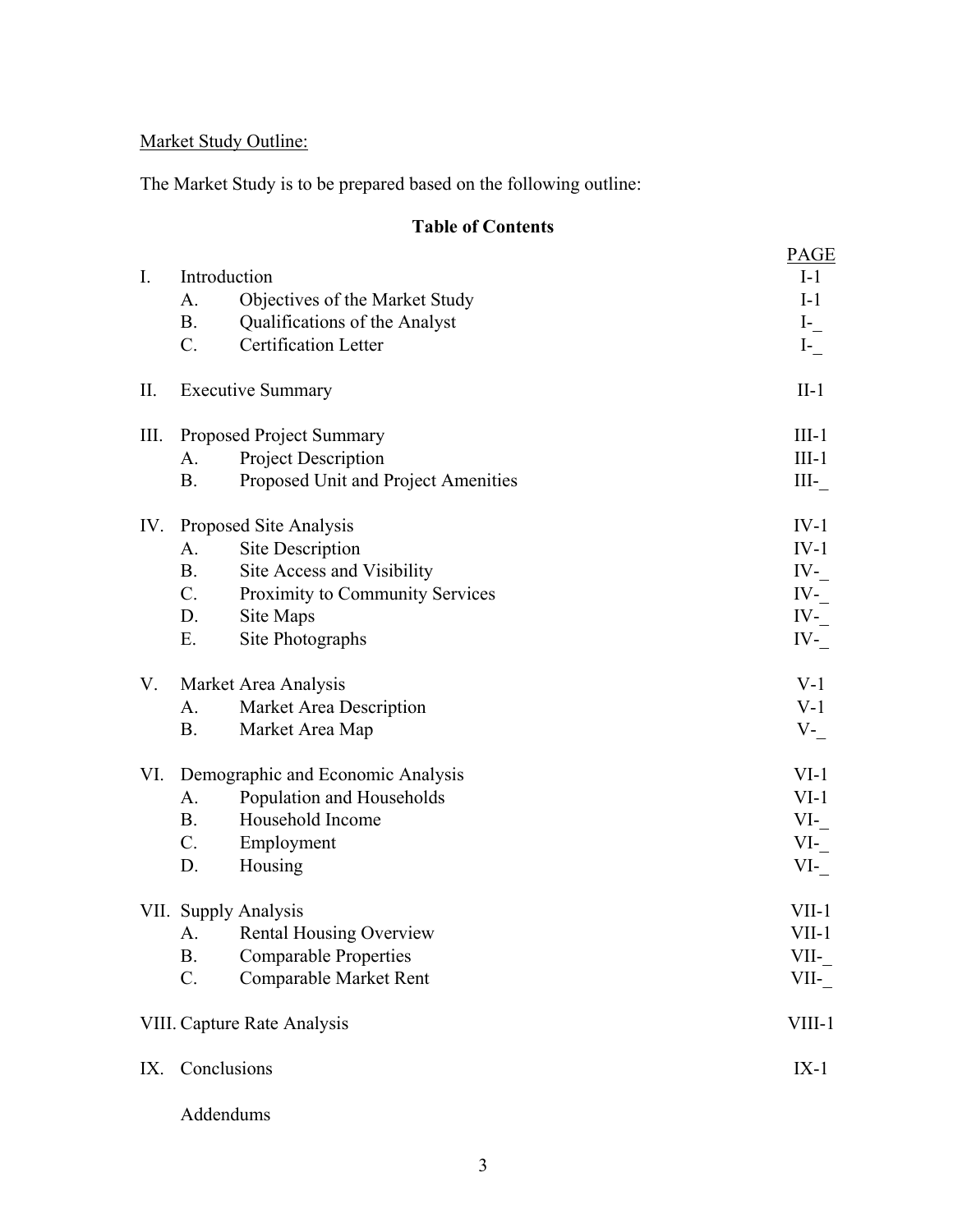Market Study Outline:

The Market Study is to be prepared based on the following outline:

**Table of Contents**

| | | | PAGE |
|---|---|---|---|
| I. | Introduction | | I-1 |
| | A. | Objectives of the Market Study | I-1 |
| | B. | Qualifications of the Analyst | I-_ |
| | C. | Certification Letter | I-_ |
| II. | Executive Summary | | II-1 |
| III. | Proposed Project Summary | | III-1 |
| | A. | Project Description | III-1 |
| | B. | Proposed Unit and Project Amenities | III-_ |
| IV. | Proposed Site Analysis | | IV-1 |
| | A. | Site Description | IV-1 |
| | B. | Site Access and Visibility | IV-_ |
| | C. | Proximity to Community Services | IV-_ |
| | D. | Site Maps | IV-_ |
| | E. | Site Photographs | IV-_ |
| V. | Market Area Analysis | | V-1 |
| | A. | Market Area Description | V-1 |
| | B. | Market Area Map | V-_ |
| VI. | Demographic and Economic Analysis | | VI-1 |
| | A. | Population and Households | VI-1 |
| | B. | Household Income | VI-_ |
| | C. | Employment | VI-_ |
| | D. | Housing | VI-_ |
| VII. | Supply Analysis | | VII-1 |
| | A. | Rental Housing Overview | VII-1 |
| | B. | Comparable Properties | VII-_ |
| | C. | Comparable Market Rent | VII-_ |
| VIII. | Capture Rate Analysis | | VIII-1 |
| IX. | Conclusions | | IX-1 |
| | Addendums | | |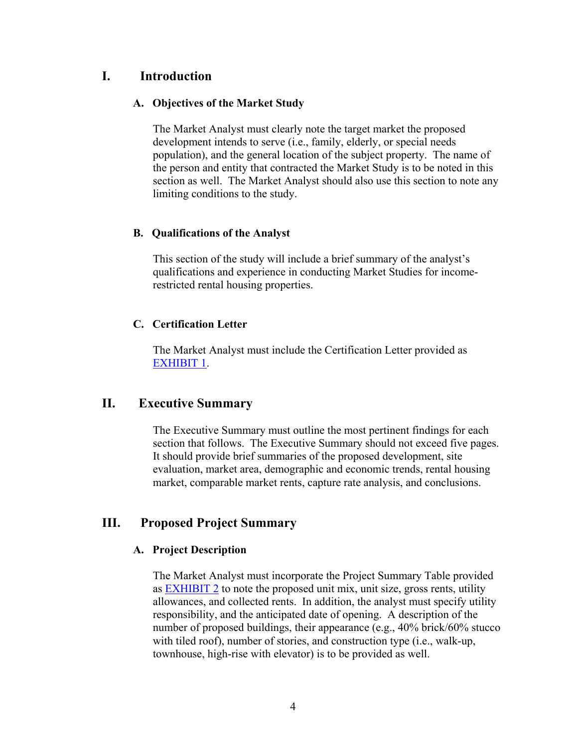# I. Introduction

### A. Objectives of the Market Study

The Market Analyst must clearly note the target market the proposed development intends to serve (i.e., family, elderly, or special needs population), and the general location of the subject property. The name of the person and entity that contracted the Market Study is to be noted in this section as well. The Market Analyst should also use this section to note any limiting conditions to the study.

### B. Qualifications of the Analyst

This section of the study will include a brief summary of the analyst's qualifications and experience in conducting Market Studies for income-restricted rental housing properties.

### C. Certification Letter

The Market Analyst must include the Certification Letter provided as EXHIBIT 1.

# II. Executive Summary

The Executive Summary must outline the most pertinent findings for each section that follows. The Executive Summary should not exceed five pages. It should provide brief summaries of the proposed development, site evaluation, market area, demographic and economic trends, rental housing market, comparable market rents, capture rate analysis, and conclusions.

# III. Proposed Project Summary

### A. Project Description

The Market Analyst must incorporate the Project Summary Table provided as EXHIBIT 2 to note the proposed unit mix, unit size, gross rents, utility allowances, and collected rents. In addition, the analyst must specify utility responsibility, and the anticipated date of opening. A description of the number of proposed buildings, their appearance (e.g., 40% brick/60% stucco with tiled roof), number of stories, and construction type (i.e., walk-up, townhouse, high-rise with elevator) is to be provided as well.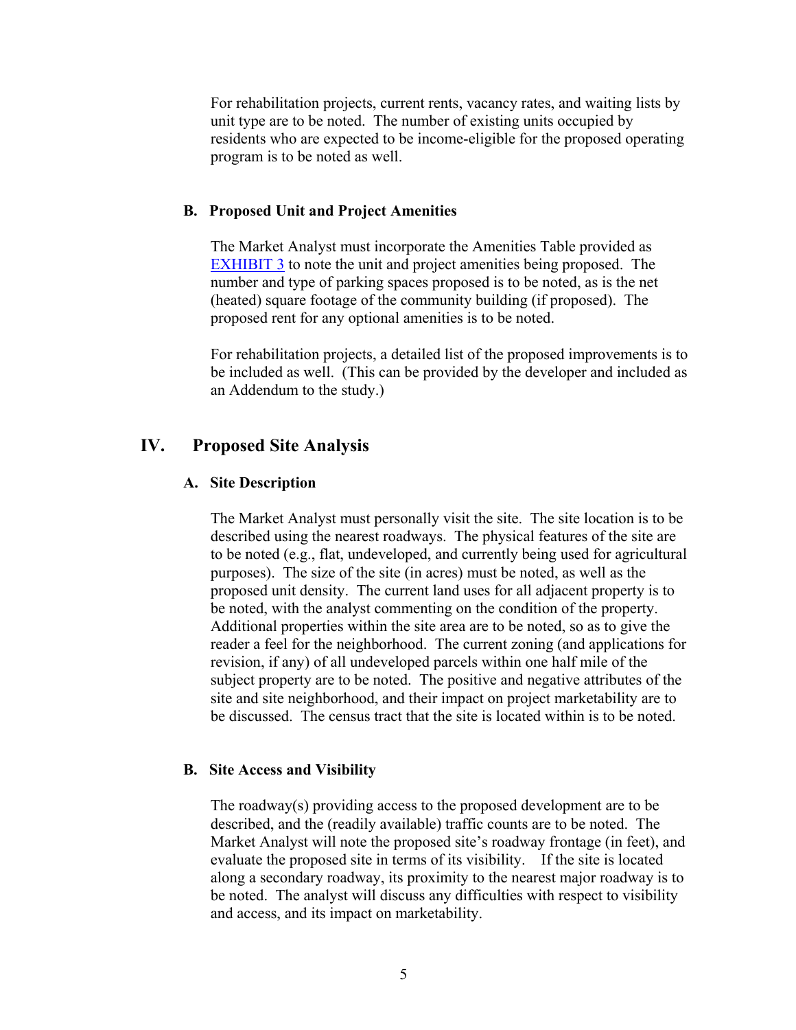For rehabilitation projects, current rents, vacancy rates, and waiting lists by unit type are to be noted. The number of existing units occupied by residents who are expected to be income-eligible for the proposed operating program is to be noted as well.

### B. Proposed Unit and Project Amenities

The Market Analyst must incorporate the Amenities Table provided as EXHIBIT 3 to note the unit and project amenities being proposed. The number and type of parking spaces proposed is to be noted, as is the net (heated) square footage of the community building (if proposed). The proposed rent for any optional amenities is to be noted.

For rehabilitation projects, a detailed list of the proposed improvements is to be included as well. (This can be provided by the developer and included as an Addendum to the study.)

## IV. Proposed Site Analysis

### A. Site Description

The Market Analyst must personally visit the site. The site location is to be described using the nearest roadways. The physical features of the site are to be noted (e.g., flat, undeveloped, and currently being used for agricultural purposes). The size of the site (in acres) must be noted, as well as the proposed unit density. The current land uses for all adjacent property is to be noted, with the analyst commenting on the condition of the property. Additional properties within the site area are to be noted, so as to give the reader a feel for the neighborhood. The current zoning (and applications for revision, if any) of all undeveloped parcels within one half mile of the subject property are to be noted. The positive and negative attributes of the site and site neighborhood, and their impact on project marketability are to be discussed. The census tract that the site is located within is to be noted.

### B. Site Access and Visibility

The roadway(s) providing access to the proposed development are to be described, and the (readily available) traffic counts are to be noted. The Market Analyst will note the proposed site's roadway frontage (in feet), and evaluate the proposed site in terms of its visibility. If the site is located along a secondary roadway, its proximity to the nearest major roadway is to be noted. The analyst will discuss any difficulties with respect to visibility and access, and its impact on marketability.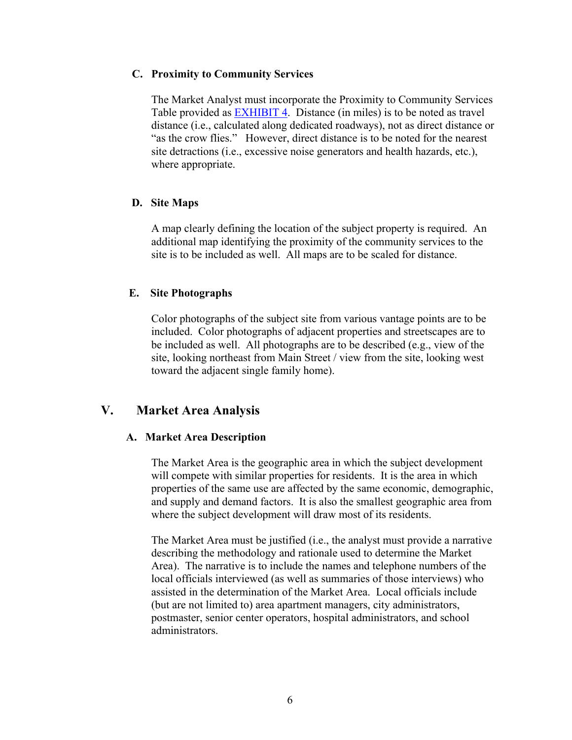### C. Proximity to Community Services

The Market Analyst must incorporate the Proximity to Community Services Table provided as EXHIBIT 4. Distance (in miles) is to be noted as travel distance (i.e., calculated along dedicated roadways), not as direct distance or "as the crow flies." However, direct distance is to be noted for the nearest site detractions (i.e., excessive noise generators and health hazards, etc.), where appropriate.

### D. Site Maps

A map clearly defining the location of the subject property is required. An additional map identifying the proximity of the community services to the site is to be included as well. All maps are to be scaled for distance.

### E. Site Photographs

Color photographs of the subject site from various vantage points are to be included. Color photographs of adjacent properties and streetscapes are to be included as well. All photographs are to be described (e.g., view of the site, looking northeast from Main Street / view from the site, looking west toward the adjacent single family home).

## V. Market Area Analysis

### A. Market Area Description

The Market Area is the geographic area in which the subject development will compete with similar properties for residents. It is the area in which properties of the same use are affected by the same economic, demographic, and supply and demand factors. It is also the smallest geographic area from where the subject development will draw most of its residents.

The Market Area must be justified (i.e., the analyst must provide a narrative describing the methodology and rationale used to determine the Market Area). The narrative is to include the names and telephone numbers of the local officials interviewed (as well as summaries of those interviews) who assisted in the determination of the Market Area. Local officials include (but are not limited to) area apartment managers, city administrators, postmaster, senior center operators, hospital administrators, and school administrators.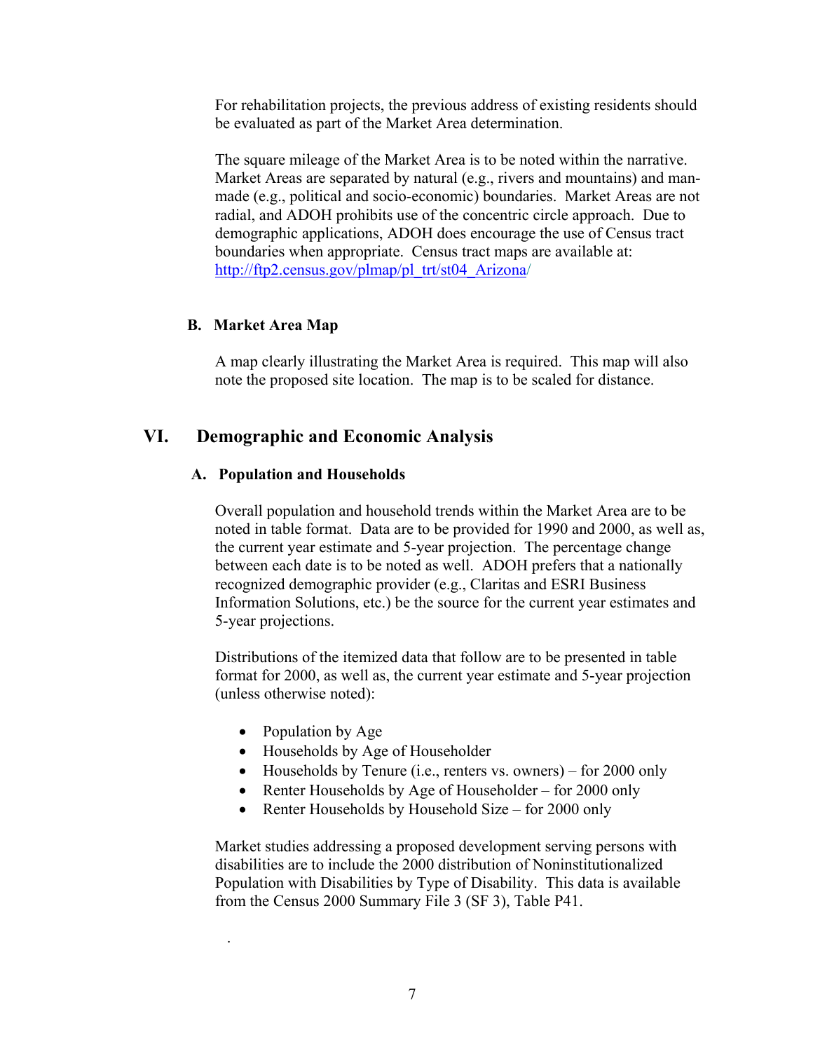For rehabilitation projects, the previous address of existing residents should be evaluated as part of the Market Area determination.

The square mileage of the Market Area is to be noted within the narrative. Market Areas are separated by natural (e.g., rivers and mountains) and man-made (e.g., political and socio-economic) boundaries. Market Areas are not radial, and ADOH prohibits use of the concentric circle approach. Due to demographic applications, ADOH does encourage the use of Census tract boundaries when appropriate. Census tract maps are available at: http://ftp2.census.gov/plmap/pl_trt/st04_Arizona/

### B. Market Area Map

A map clearly illustrating the Market Area is required. This map will also note the proposed site location. The map is to be scaled for distance.

## VI. Demographic and Economic Analysis

### A. Population and Households

Overall population and household trends within the Market Area are to be noted in table format. Data are to be provided for 1990 and 2000, as well as, the current year estimate and 5-year projection. The percentage change between each date is to be noted as well. ADOH prefers that a nationally recognized demographic provider (e.g., Claritas and ESRI Business Information Solutions, etc.) be the source for the current year estimates and 5-year projections.

Distributions of the itemized data that follow are to be presented in table format for 2000, as well as, the current year estimate and 5-year projection (unless otherwise noted):

- Population by Age
- Households by Age of Householder
- Households by Tenure (i.e., renters vs. owners) – for 2000 only
- Renter Households by Age of Householder – for 2000 only
- Renter Households by Household Size – for 2000 only

Market studies addressing a proposed development serving persons with disabilities are to include the 2000 distribution of Noninstitutionalized Population with Disabilities by Type of Disability. This data is available from the Census 2000 Summary File 3 (SF 3), Table P41.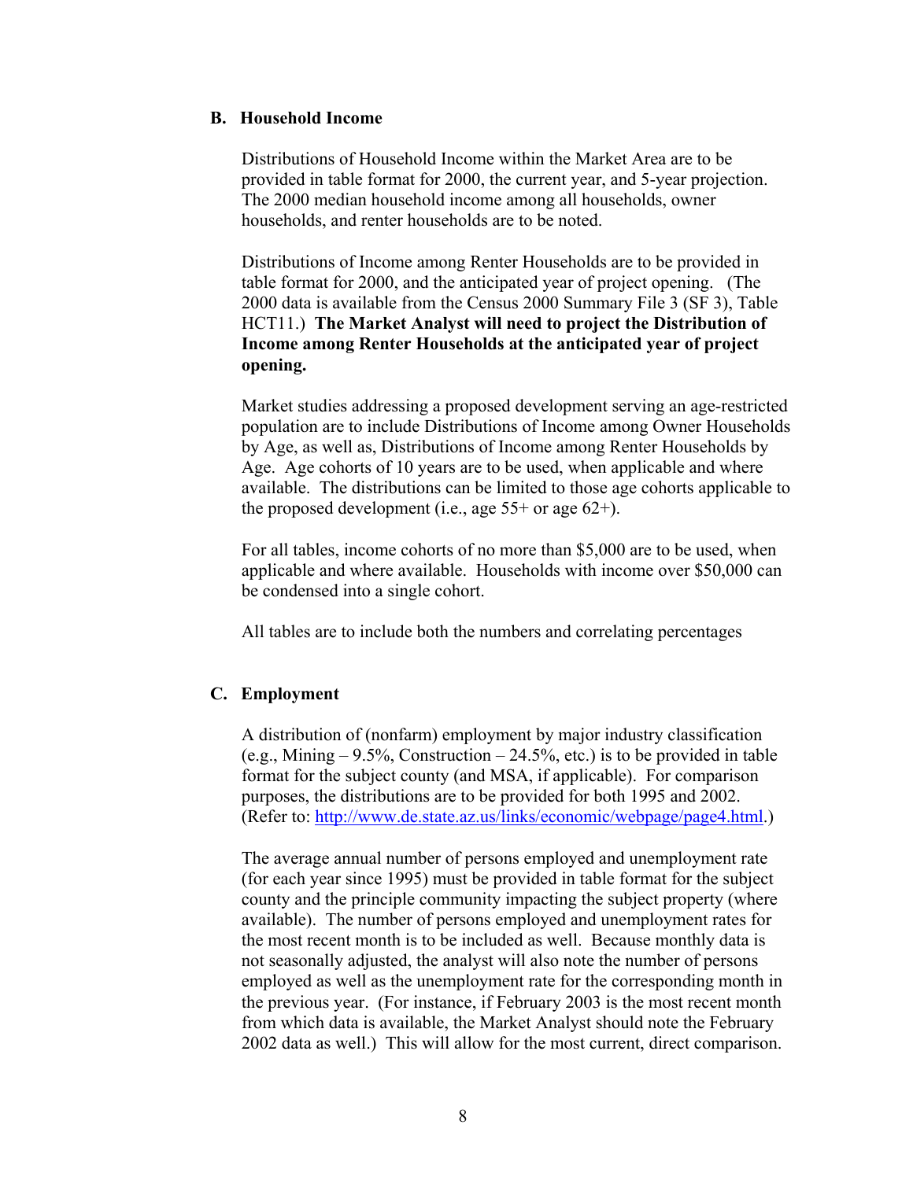### B. Household Income

Distributions of Household Income within the Market Area are to be provided in table format for 2000, the current year, and 5-year projection. The 2000 median household income among all households, owner households, and renter households are to be noted.

Distributions of Income among Renter Households are to be provided in table format for 2000, and the anticipated year of project opening. (The 2000 data is available from the Census 2000 Summary File 3 (SF 3), Table HCT11.) **The Market Analyst will need to project the Distribution of Income among Renter Households at the anticipated year of project opening.**

Market studies addressing a proposed development serving an age-restricted population are to include Distributions of Income among Owner Households by Age, as well as, Distributions of Income among Renter Households by Age. Age cohorts of 10 years are to be used, when applicable and where available. The distributions can be limited to those age cohorts applicable to the proposed development (i.e., age 55+ or age 62+).

For all tables, income cohorts of no more than $5,000 are to be used, when applicable and where available. Households with income over $50,000 can be condensed into a single cohort.

All tables are to include both the numbers and correlating percentages

### C. Employment

A distribution of (nonfarm) employment by major industry classification (e.g., Mining – 9.5%, Construction – 24.5%, etc.) is to be provided in table format for the subject county (and MSA, if applicable). For comparison purposes, the distributions are to be provided for both 1995 and 2002. (Refer to: http://www.de.state.az.us/links/economic/webpage/page4.html.)

The average annual number of persons employed and unemployment rate (for each year since 1995) must be provided in table format for the subject county and the principle community impacting the subject property (where available). The number of persons employed and unemployment rates for the most recent month is to be included as well. Because monthly data is not seasonally adjusted, the analyst will also note the number of persons employed as well as the unemployment rate for the corresponding month in the previous year. (For instance, if February 2003 is the most recent month from which data is available, the Market Analyst should note the February 2002 data as well.) This will allow for the most current, direct comparison.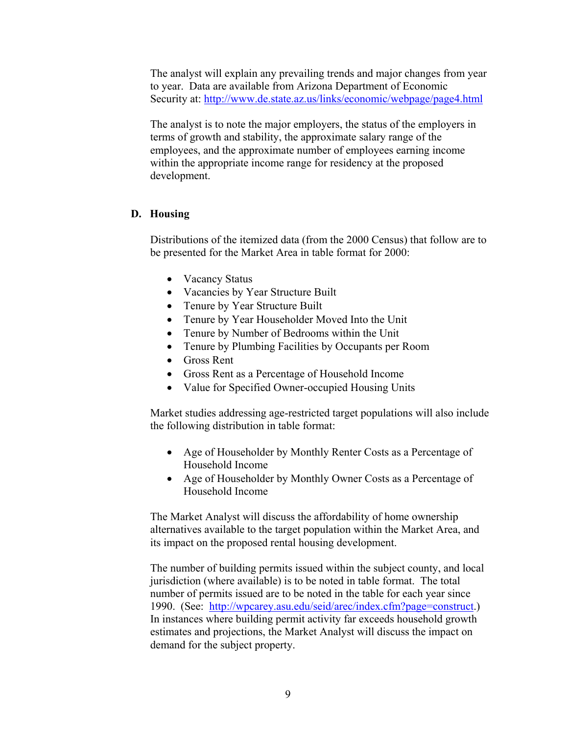The analyst will explain any prevailing trends and major changes from year to year. Data are available from Arizona Department of Economic Security at: http://www.de.state.az.us/links/economic/webpage/page4.html

The analyst is to note the major employers, the status of the employers in terms of growth and stability, the approximate salary range of the employees, and the approximate number of employees earning income within the appropriate income range for residency at the proposed development.

## D. Housing

Distributions of the itemized data (from the 2000 Census) that follow are to be presented for the Market Area in table format for 2000:

- Vacancy Status
- Vacancies by Year Structure Built
- Tenure by Year Structure Built
- Tenure by Year Householder Moved Into the Unit
- Tenure by Number of Bedrooms within the Unit
- Tenure by Plumbing Facilities by Occupants per Room
- Gross Rent
- Gross Rent as a Percentage of Household Income
- Value for Specified Owner-occupied Housing Units

Market studies addressing age-restricted target populations will also include the following distribution in table format:

- Age of Householder by Monthly Renter Costs as a Percentage of Household Income
- Age of Householder by Monthly Owner Costs as a Percentage of Household Income

The Market Analyst will discuss the affordability of home ownership alternatives available to the target population within the Market Area, and its impact on the proposed rental housing development.

The number of building permits issued within the subject county, and local jurisdiction (where available) is to be noted in table format. The total number of permits issued are to be noted in the table for each year since 1990. (See: http://wpcarey.asu.edu/seid/arec/index.cfm?page=construct.) In instances where building permit activity far exceeds household growth estimates and projections, the Market Analyst will discuss the impact on demand for the subject property.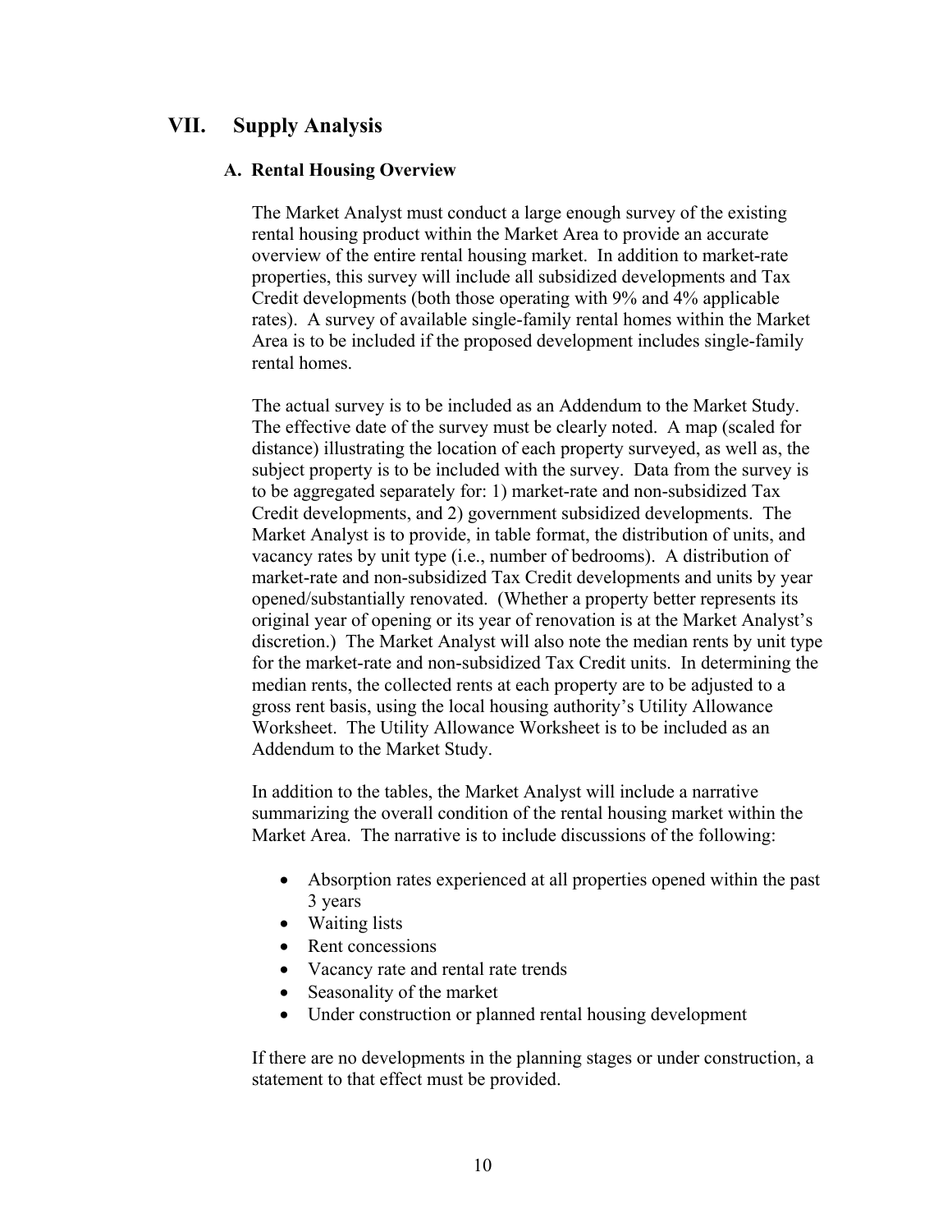## VII. Supply Analysis

### A. Rental Housing Overview

The Market Analyst must conduct a large enough survey of the existing rental housing product within the Market Area to provide an accurate overview of the entire rental housing market. In addition to market-rate properties, this survey will include all subsidized developments and Tax Credit developments (both those operating with 9% and 4% applicable rates). A survey of available single-family rental homes within the Market Area is to be included if the proposed development includes single-family rental homes.

The actual survey is to be included as an Addendum to the Market Study. The effective date of the survey must be clearly noted. A map (scaled for distance) illustrating the location of each property surveyed, as well as, the subject property is to be included with the survey. Data from the survey is to be aggregated separately for: 1) market-rate and non-subsidized Tax Credit developments, and 2) government subsidized developments. The Market Analyst is to provide, in table format, the distribution of units, and vacancy rates by unit type (i.e., number of bedrooms). A distribution of market-rate and non-subsidized Tax Credit developments and units by year opened/substantially renovated. (Whether a property better represents its original year of opening or its year of renovation is at the Market Analyst's discretion.) The Market Analyst will also note the median rents by unit type for the market-rate and non-subsidized Tax Credit units. In determining the median rents, the collected rents at each property are to be adjusted to a gross rent basis, using the local housing authority's Utility Allowance Worksheet. The Utility Allowance Worksheet is to be included as an Addendum to the Market Study.

In addition to the tables, the Market Analyst will include a narrative summarizing the overall condition of the rental housing market within the Market Area. The narrative is to include discussions of the following:

- Absorption rates experienced at all properties opened within the past 3 years
- Waiting lists
- Rent concessions
- Vacancy rate and rental rate trends
- Seasonality of the market
- Under construction or planned rental housing development

If there are no developments in the planning stages or under construction, a statement to that effect must be provided.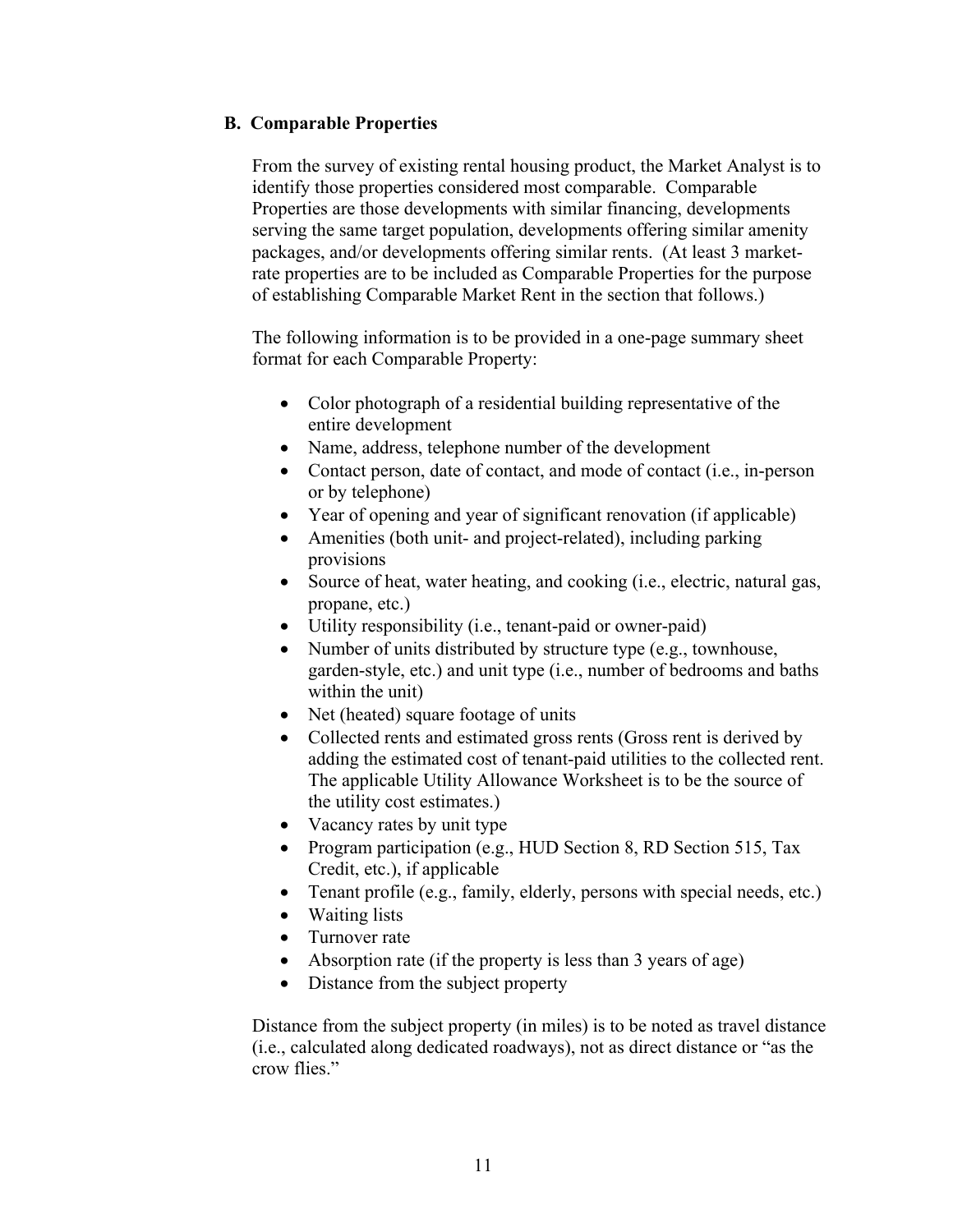### B. Comparable Properties

From the survey of existing rental housing product, the Market Analyst is to identify those properties considered most comparable. Comparable Properties are those developments with similar financing, developments serving the same target population, developments offering similar amenity packages, and/or developments offering similar rents. (At least 3 market-rate properties are to be included as Comparable Properties for the purpose of establishing Comparable Market Rent in the section that follows.)

The following information is to be provided in a one-page summary sheet format for each Comparable Property:

- Color photograph of a residential building representative of the entire development
- Name, address, telephone number of the development
- Contact person, date of contact, and mode of contact (i.e., in-person or by telephone)
- Year of opening and year of significant renovation (if applicable)
- Amenities (both unit- and project-related), including parking provisions
- Source of heat, water heating, and cooking (i.e., electric, natural gas, propane, etc.)
- Utility responsibility (i.e., tenant-paid or owner-paid)
- Number of units distributed by structure type (e.g., townhouse, garden-style, etc.) and unit type (i.e., number of bedrooms and baths within the unit)
- Net (heated) square footage of units
- Collected rents and estimated gross rents (Gross rent is derived by adding the estimated cost of tenant-paid utilities to the collected rent. The applicable Utility Allowance Worksheet is to be the source of the utility cost estimates.)
- Vacancy rates by unit type
- Program participation (e.g., HUD Section 8, RD Section 515, Tax Credit, etc.), if applicable
- Tenant profile (e.g., family, elderly, persons with special needs, etc.)
- Waiting lists
- Turnover rate
- Absorption rate (if the property is less than 3 years of age)
- Distance from the subject property

Distance from the subject property (in miles) is to be noted as travel distance (i.e., calculated along dedicated roadways), not as direct distance or "as the crow flies."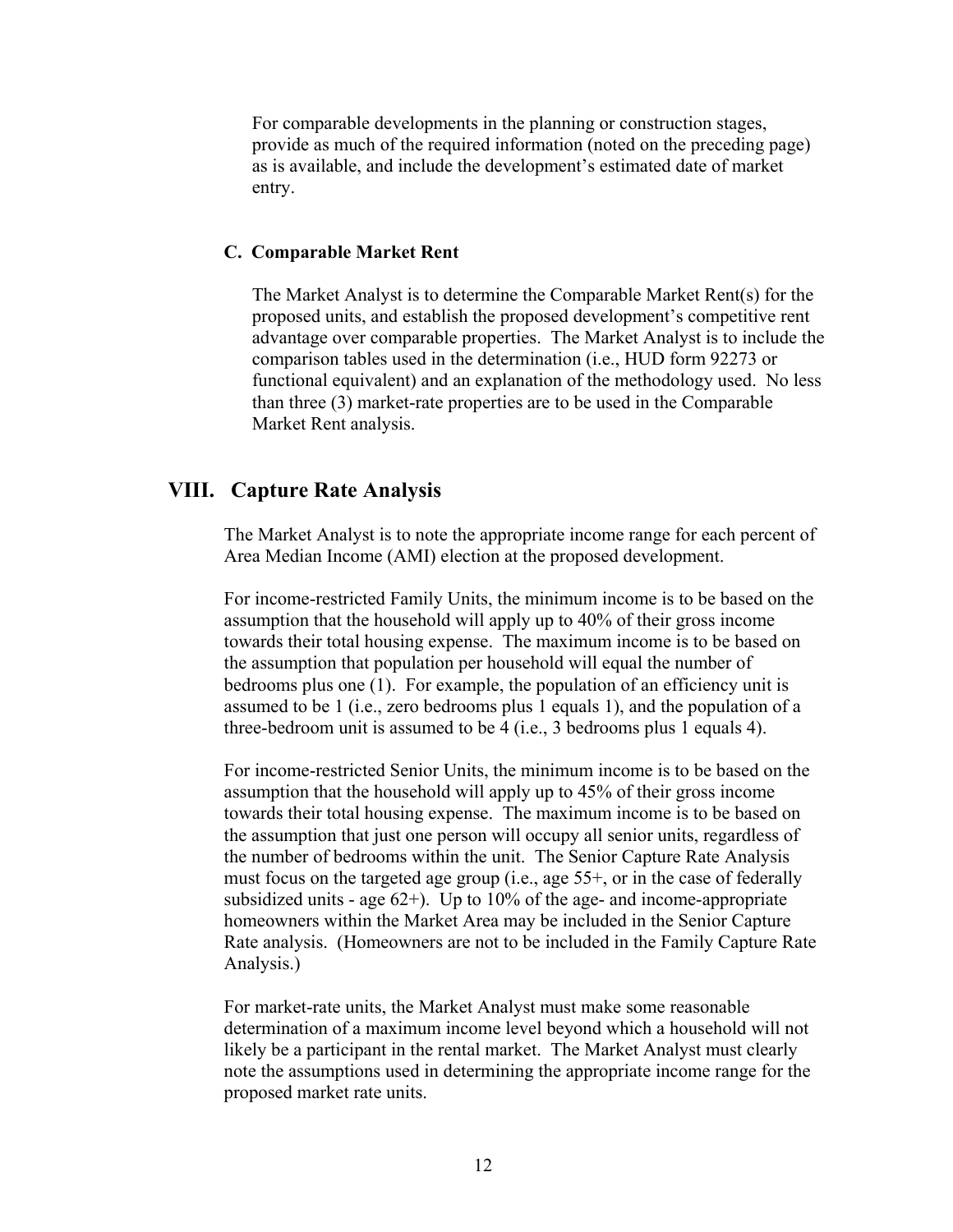For comparable developments in the planning or construction stages, provide as much of the required information (noted on the preceding page) as is available, and include the development's estimated date of market entry.

### C. Comparable Market Rent

The Market Analyst is to determine the Comparable Market Rent(s) for the proposed units, and establish the proposed development's competitive rent advantage over comparable properties. The Market Analyst is to include the comparison tables used in the determination (i.e., HUD form 92273 or functional equivalent) and an explanation of the methodology used. No less than three (3) market-rate properties are to be used in the Comparable Market Rent analysis.

## VIII. Capture Rate Analysis

The Market Analyst is to note the appropriate income range for each percent of Area Median Income (AMI) election at the proposed development.

For income-restricted Family Units, the minimum income is to be based on the assumption that the household will apply up to 40% of their gross income towards their total housing expense. The maximum income is to be based on the assumption that population per household will equal the number of bedrooms plus one (1). For example, the population of an efficiency unit is assumed to be 1 (i.e., zero bedrooms plus 1 equals 1), and the population of a three-bedroom unit is assumed to be 4 (i.e., 3 bedrooms plus 1 equals 4).

For income-restricted Senior Units, the minimum income is to be based on the assumption that the household will apply up to 45% of their gross income towards their total housing expense. The maximum income is to be based on the assumption that just one person will occupy all senior units, regardless of the number of bedrooms within the unit. The Senior Capture Rate Analysis must focus on the targeted age group (i.e., age 55+, or in the case of federally subsidized units - age 62+). Up to 10% of the age- and income-appropriate homeowners within the Market Area may be included in the Senior Capture Rate analysis. (Homeowners are not to be included in the Family Capture Rate Analysis.)

For market-rate units, the Market Analyst must make some reasonable determination of a maximum income level beyond which a household will not likely be a participant in the rental market. The Market Analyst must clearly note the assumptions used in determining the appropriate income range for the proposed market rate units.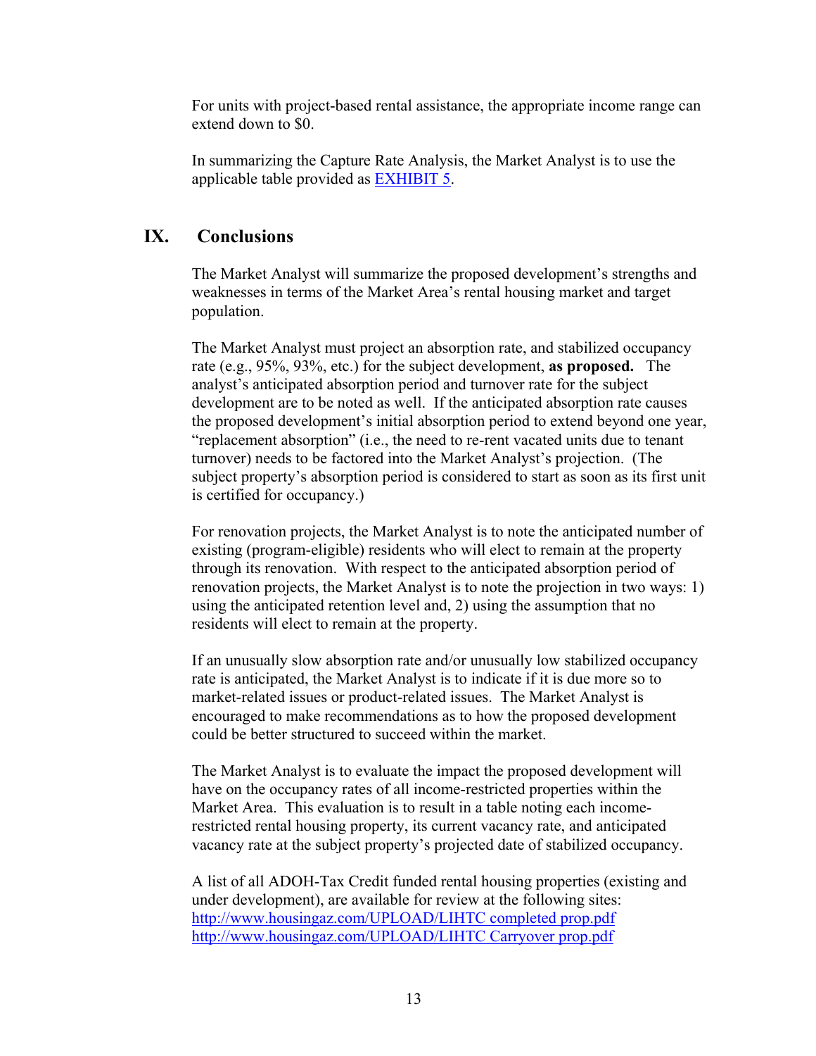For units with project-based rental assistance, the appropriate income range can extend down to $0.

In summarizing the Capture Rate Analysis, the Market Analyst is to use the applicable table provided as [EXHIBIT 5](#).

## IX. Conclusions

The Market Analyst will summarize the proposed development's strengths and weaknesses in terms of the Market Area's rental housing market and target population.

The Market Analyst must project an absorption rate, and stabilized occupancy rate (e.g., 95%, 93%, etc.) for the subject development, **as proposed.** The analyst's anticipated absorption period and turnover rate for the subject development are to be noted as well. If the anticipated absorption rate causes the proposed development's initial absorption period to extend beyond one year, "replacement absorption" (i.e., the need to re-rent vacated units due to tenant turnover) needs to be factored into the Market Analyst's projection. (The subject property's absorption period is considered to start as soon as its first unit is certified for occupancy.)

For renovation projects, the Market Analyst is to note the anticipated number of existing (program-eligible) residents who will elect to remain at the property through its renovation. With respect to the anticipated absorption period of renovation projects, the Market Analyst is to note the projection in two ways: 1) using the anticipated retention level and, 2) using the assumption that no residents will elect to remain at the property.

If an unusually slow absorption rate and/or unusually low stabilized occupancy rate is anticipated, the Market Analyst is to indicate if it is due more so to market-related issues or product-related issues. The Market Analyst is encouraged to make recommendations as to how the proposed development could be better structured to succeed within the market.

The Market Analyst is to evaluate the impact the proposed development will have on the occupancy rates of all income-restricted properties within the Market Area. This evaluation is to result in a table noting each income-restricted rental housing property, its current vacancy rate, and anticipated vacancy rate at the subject property's projected date of stabilized occupancy.

A list of all ADOH-Tax Credit funded rental housing properties (existing and under development), are available for review at the following sites:
http://www.housingaz.com/UPLOAD/LIHTC completed prop.pdf
http://www.housingaz.com/UPLOAD/LIHTC Carryover prop.pdf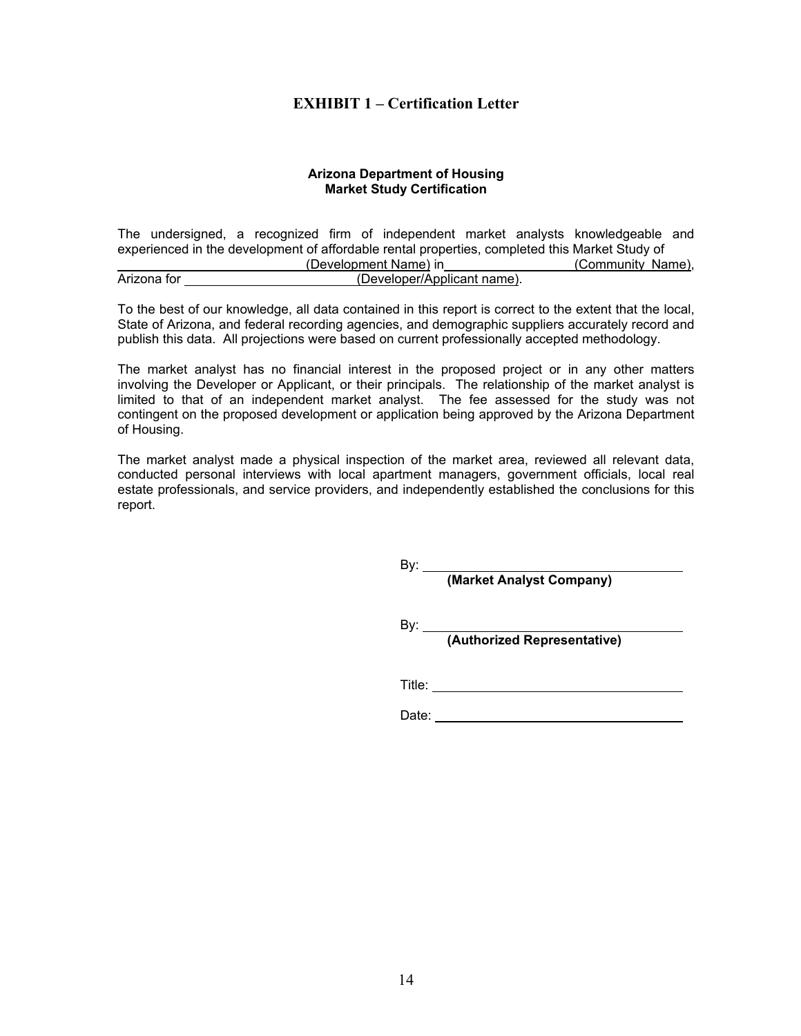# EXHIBIT 1 – Certification Letter

**Arizona Department of Housing**
**Market Study Certification**

The undersigned, a recognized firm of independent market analysts knowledgeable and experienced in the development of affordable rental properties, completed this Market Study of \_\_\_\_\_\_\_\_\_\_\_\_\_\_\_\_\_\_\_\_\_\_\_\_\_\_(Development Name) in\_\_\_\_\_\_\_\_\_\_\_\_\_\_\_\_\_\_\_(Community Name), Arizona for \_\_\_\_\_\_\_\_\_\_\_\_\_\_\_\_\_\_\_\_\_\_\_\_(Developer/Applicant name).

To the best of our knowledge, all data contained in this report is correct to the extent that the local, State of Arizona, and federal recording agencies, and demographic suppliers accurately record and publish this data. All projections were based on current professionally accepted methodology.

The market analyst has no financial interest in the proposed project or in any other matters involving the Developer or Applicant, or their principals. The relationship of the market analyst is limited to that of an independent market analyst. The fee assessed for the study was not contingent on the proposed development or application being approved by the Arizona Department of Housing.

The market analyst made a physical inspection of the market area, reviewed all relevant data, conducted personal interviews with local apartment managers, government officials, local real estate professionals, and service providers, and independently established the conclusions for this report.

By: \_\_\_\_\_\_\_\_\_\_\_\_\_\_\_\_\_\_\_\_\_\_\_\_\_\_\_\_\_\_\_\_\_\_\_\_
**(Market Analyst Company)**

By: \_\_\_\_\_\_\_\_\_\_\_\_\_\_\_\_\_\_\_\_\_\_\_\_\_\_\_\_\_\_\_\_\_\_\_\_
**(Authorized Representative)**

Title: \_\_\_\_\_\_\_\_\_\_\_\_\_\_\_\_\_\_\_\_\_\_\_\_\_\_\_\_\_\_\_\_\_\_

Date: \_\_\_\_\_\_\_\_\_\_\_\_\_\_\_\_\_\_\_\_\_\_\_\_\_\_\_\_\_\_\_\_\_\_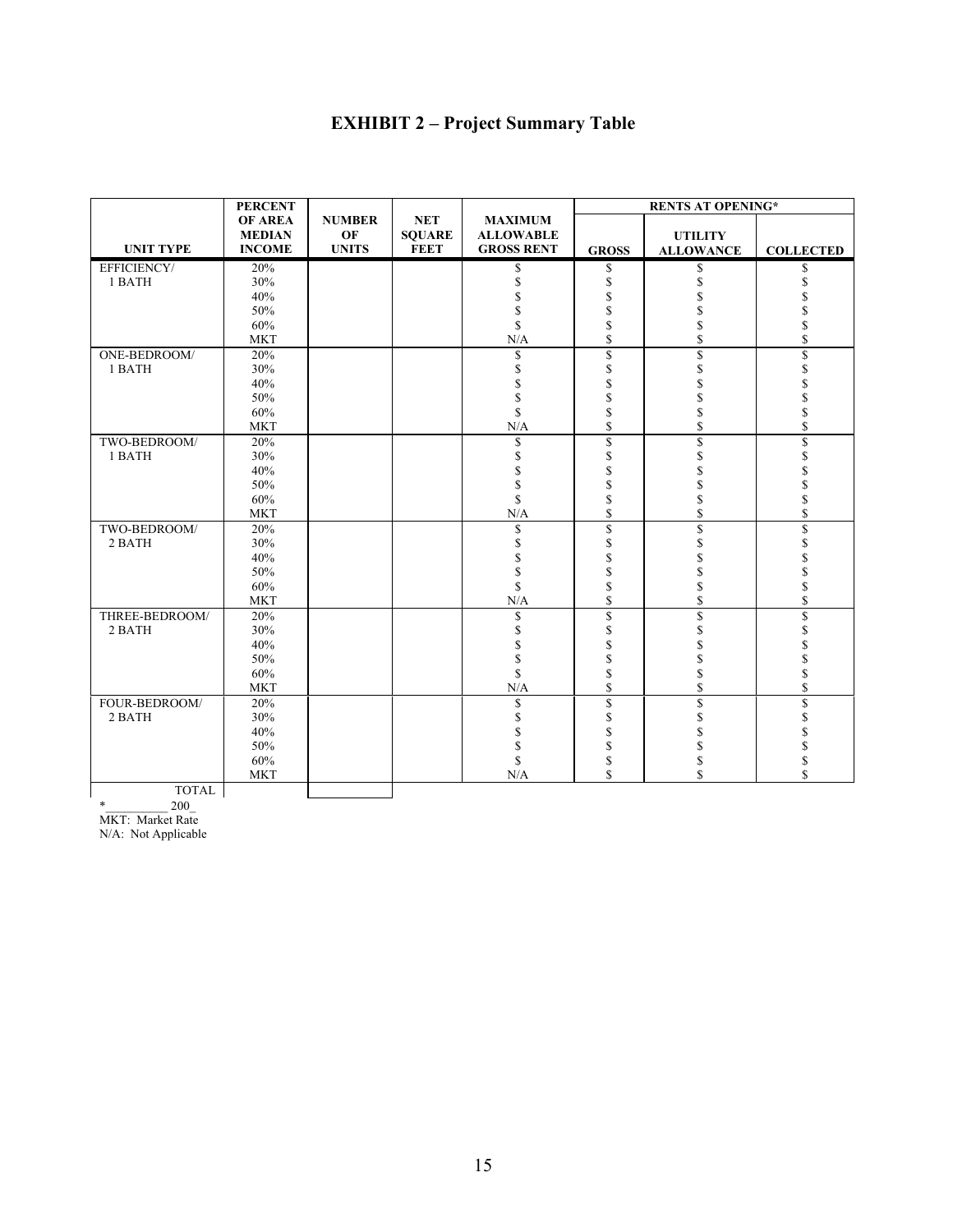# EXHIBIT 2 – Project Summary Table

| UNIT TYPE | PERCENT OF AREA MEDIAN INCOME | NUMBER OF UNITS | NET SQUARE FEET | MAXIMUM ALLOWABLE GROSS RENT | RENTS AT OPENING* | | |
|---|---|---|---|---|---|---|---|
| | | | | | GROSS | UTILITY ALLOWANCE | COLLECTED |
| EFFICIENCY/ 1 BATH | 20% | | | $ | $ | $ | $ |
| | 30% | | | $ | $ | $ | $ |
| | 40% | | | $ | $ | $ | $ |
| | 50% | | | $ | $ | $ | $ |
| | 60% | | | $ | $ | $ | $ |
| | MKT | | | N/A | $ | $ | $ |
| ONE-BEDROOM/ 1 BATH | 20% | | | $ | $ | $ | $ |
| | 30% | | | $ | $ | $ | $ |
| | 40% | | | $ | $ | $ | $ |
| | 50% | | | $ | $ | $ | $ |
| | 60% | | | $ | $ | $ | $ |
| | MKT | | | N/A | $ | $ | $ |
| TWO-BEDROOM/ 1 BATH | 20% | | | $ | $ | $ | $ |
| | 30% | | | $ | $ | $ | $ |
| | 40% | | | $ | $ | $ | $ |
| | 50% | | | $ | $ | $ | $ |
| | 60% | | | $ | $ | $ | $ |
| | MKT | | | N/A | $ | $ | $ |
| TWO-BEDROOM/ 2 BATH | 20% | | | $ | $ | $ | $ |
| | 30% | | | $ | $ | $ | $ |
| | 40% | | | $ | $ | $ | $ |
| | 50% | | | $ | $ | $ | $ |
| | 60% | | | $ | $ | $ | $ |
| | MKT | | | N/A | $ | $ | $ |
| THREE-BEDROOM/ 2 BATH | 20% | | | $ | $ | $ | $ |
| | 30% | | | $ | $ | $ | $ |
| | 40% | | | $ | $ | $ | $ |
| | 50% | | | $ | $ | $ | $ |
| | 60% | | | $ | $ | $ | $ |
| | MKT | | | N/A | $ | $ | $ |
| FOUR-BEDROOM/ 2 BATH | 20% | | | $ | $ | $ | $ |
| | 30% | | | $ | $ | $ | $ |
| | 40% | | | $ | $ | $ | $ |
| | 50% | | | $ | $ | $ | $ |
| | 60% | | | $ | $ | $ | $ |
| | MKT | | | N/A | $ | $ | $ |
| TOTAL | | | | | | | |

*__________ 200_

MKT: Market Rate

N/A: Not Applicable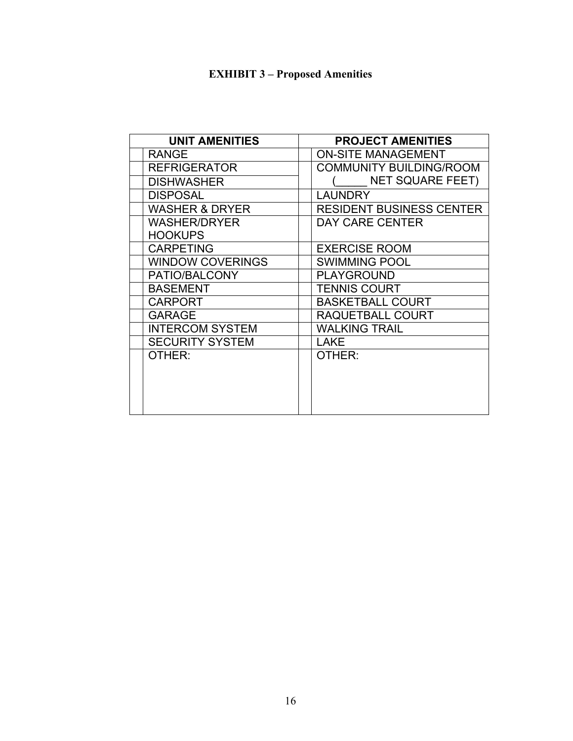# EXHIBIT 3 – Proposed Amenities

| | UNIT AMENITIES | | PROJECT AMENITIES |
|---|---|---|---|
| | RANGE | | ON-SITE MANAGEMENT |
| | REFRIGERATOR | | COMMUNITY BUILDING/ROOM (_____ NET SQUARE FEET) |
| | DISHWASHER | | |
| | DISPOSAL | | LAUNDRY |
| | WASHER & DRYER | | RESIDENT BUSINESS CENTER |
| | WASHER/DRYER HOOKUPS | | DAY CARE CENTER |
| | CARPETING | | EXERCISE ROOM |
| | WINDOW COVERINGS | | SWIMMING POOL |
| | PATIO/BALCONY | | PLAYGROUND |
| | BASEMENT | | TENNIS COURT |
| | CARPORT | | BASKETBALL COURT |
| | GARAGE | | RAQUETBALL COURT |
| | INTERCOM SYSTEM | | WALKING TRAIL |
| | SECURITY SYSTEM | | LAKE |
| | OTHER: | | OTHER: |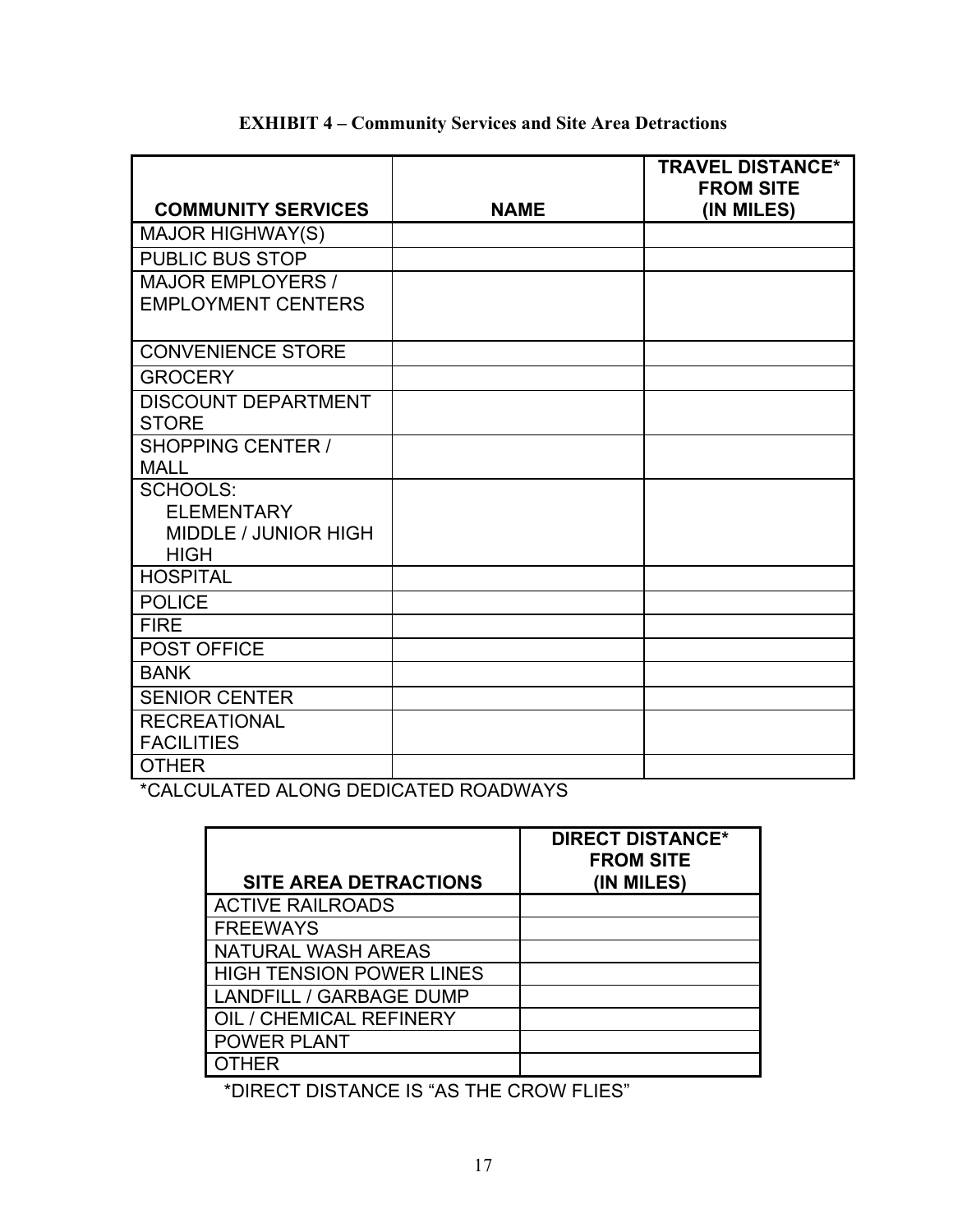**EXHIBIT 4 – Community Services and Site Area Detractions**

| COMMUNITY SERVICES | NAME | TRAVEL DISTANCE* FROM SITE (IN MILES) |
|---|---|---|
| MAJOR HIGHWAY(S) | | |
| PUBLIC BUS STOP | | |
| MAJOR EMPLOYERS / EMPLOYMENT CENTERS | | |
| CONVENIENCE STORE | | |
| GROCERY | | |
| DISCOUNT DEPARTMENT STORE | | |
| SHOPPING CENTER / MALL | | |
| SCHOOLS: ELEMENTARY MIDDLE / JUNIOR HIGH HIGH | | |
| HOSPITAL | | |
| POLICE | | |
| FIRE | | |
| POST OFFICE | | |
| BANK | | |
| SENIOR CENTER | | |
| RECREATIONAL FACILITIES | | |
| OTHER | | |

*CALCULATED ALONG DEDICATED ROADWAYS

| SITE AREA DETRACTIONS | DIRECT DISTANCE* FROM SITE (IN MILES) |
|---|---|
| ACTIVE RAILROADS | |
| FREEWAYS | |
| NATURAL WASH AREAS | |
| HIGH TENSION POWER LINES | |
| LANDFILL / GARBAGE DUMP | |
| OIL / CHEMICAL REFINERY | |
| POWER PLANT | |
| OTHER | |

*DIRECT DISTANCE IS "AS THE CROW FLIES"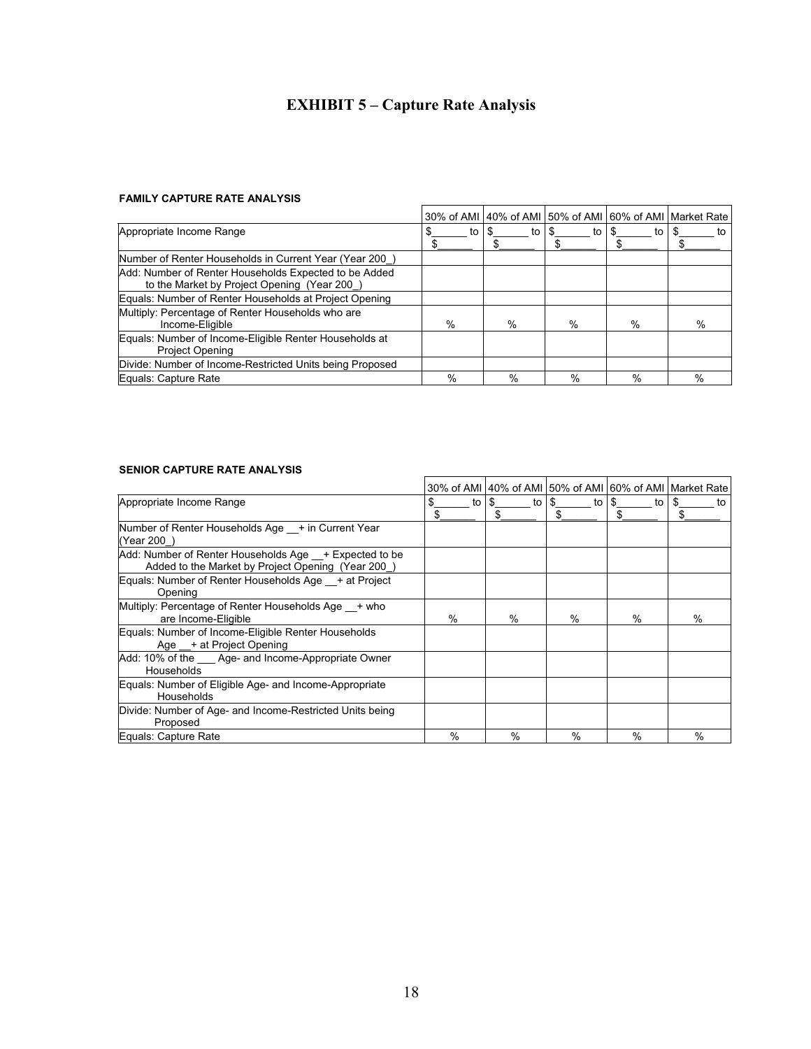# EXHIBIT 5 – Capture Rate Analysis

#### FAMILY CAPTURE RATE ANALYSIS

| | 30% of AMI | 40% of AMI | 50% of AMI | 60% of AMI | Market Rate |
|---|---|---|---|---|---|
| Appropriate Income Range | \$______ to \$______ | \$______ to \$______ | \$______ to \$______ | \$______ to \$______ | \$______ to \$______ |
| Number of Renter Households in Current Year (Year 200_) | | | | | |
| Add: Number of Renter Households Expected to be Added to the Market by Project Opening (Year 200_) | | | | | |
| Equals: Number of Renter Households at Project Opening | | | | | |
| Multiply: Percentage of Renter Households who are Income-Eligible | % | % | % | % | % |
| Equals: Number of Income-Eligible Renter Households at Project Opening | | | | | |
| Divide: Number of Income-Restricted Units being Proposed | | | | | |
| Equals: Capture Rate | % | % | % | % | % |

#### SENIOR CAPTURE RATE ANALYSIS

| | 30% of AMI | 40% of AMI | 50% of AMI | 60% of AMI | Market Rate |
|---|---|---|---|---|---|
| Appropriate Income Range | \$______ to \$______ | \$______ to \$______ | \$______ to \$______ | \$______ to \$______ | \$______ to \$______ |
| Number of Renter Households Age __+ in Current Year (Year 200_) | | | | | |
| Add: Number of Renter Households Age __+ Expected to be Added to the Market by Project Opening (Year 200_) | | | | | |
| Equals: Number of Renter Households Age __+ at Project Opening | | | | | |
| Multiply: Percentage of Renter Households Age __+ who are Income-Eligible | % | % | % | % | % |
| Equals: Number of Income-Eligible Renter Households Age __+ at Project Opening | | | | | |
| Add: 10% of the ___ Age- and Income-Appropriate Owner Households | | | | | |
| Equals: Number of Eligible Age- and Income-Appropriate Households | | | | | |
| Divide: Number of Age- and Income-Restricted Units being Proposed | | | | | |
| Equals: Capture Rate | % | % | % | % | % |